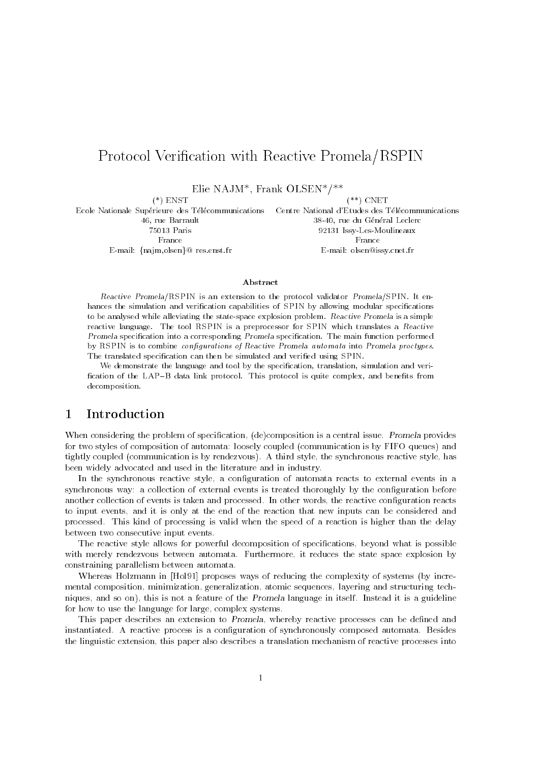# Protocol Verification with Reactive Promela/RSPIN

Elie NAJM\*, Frank OLSEN\*/\*\*

(\*) ENST
Ecole Nationale Supérieure des Télécommunications
46, rue Barrault
75013 Paris
France
E-mail: {najm,olsen}@ res.enst.fr

(\*\*) CNET
Centre National d'Etudes des Télécommunications
38-40, rue du Général Leclerc
92131 Issy-Les-Moulineaux
France
E-mail: olsen@issy.cnet.fr

### Abstract

*Reactive Promela*/RSPIN is an extension to the protocol validator *Promela*/SPIN. It enhances the simulation and verification capabilities of SPIN by allowing modular specifications to be analysed while alleviating the state-space explosion problem. *Reactive Promela* is a simple reactive language. The tool RSPIN is a preprocessor for SPIN which translates a *Reactive Promela* specification into a corresponding *Promela* specification. The main function performed by RSPIN is to combine *configurations of Reactive Promela automata* into *Promela proctypes*. The translated specification can then be simulated and verified using SPIN.

We demonstrate the language and tool by the specification, translation, simulation and verification of the LAP–B data link protocol. This protocol is quite complex, and benefits from decomposition.

## 1 Introduction

When considering the problem of specification, (de)composition is a central issue. *Promela* provides for two styles of composition of automata: loosely coupled (communication is by FIFO queues) and tightly coupled (communication is by rendezvous). A third style, the synchronous reactive style, has been widely advocated and used in the literature and in industry.

In the synchronous reactive style, a configuration of automata reacts to external events in a synchronous way: a collection of external events is treated thoroughly by the configuration before another collection of events is taken and processed. In other words, the reactive configuration reacts to input events, and it is only at the end of the reaction that new inputs can be considered and processed. This kind of processing is valid when the speed of a reaction is higher than the delay between two consecutive input events.

The reactive style allows for powerful decomposition of specifications, beyond what is possible with merely rendezvous between automata. Furthermore, it reduces the state space explosion by constraining parallelism between automata.

Whereas Holzmann in [Hol91] proposes ways of reducing the complexity of systems (by incremental composition, minimization, generalization, atomic sequences, layering and structuring techniques, and so on), this is not a feature of the *Promela* language in itself. Instead it is a guideline for how to use the language for large, complex systems.

This paper describes an extension to *Promela*, whereby reactive processes can be defined and instantiated. A reactive process is a configuration of synchronously composed automata. Besides the linguistic extension, this paper also describes a translation mechanism of reactive processes into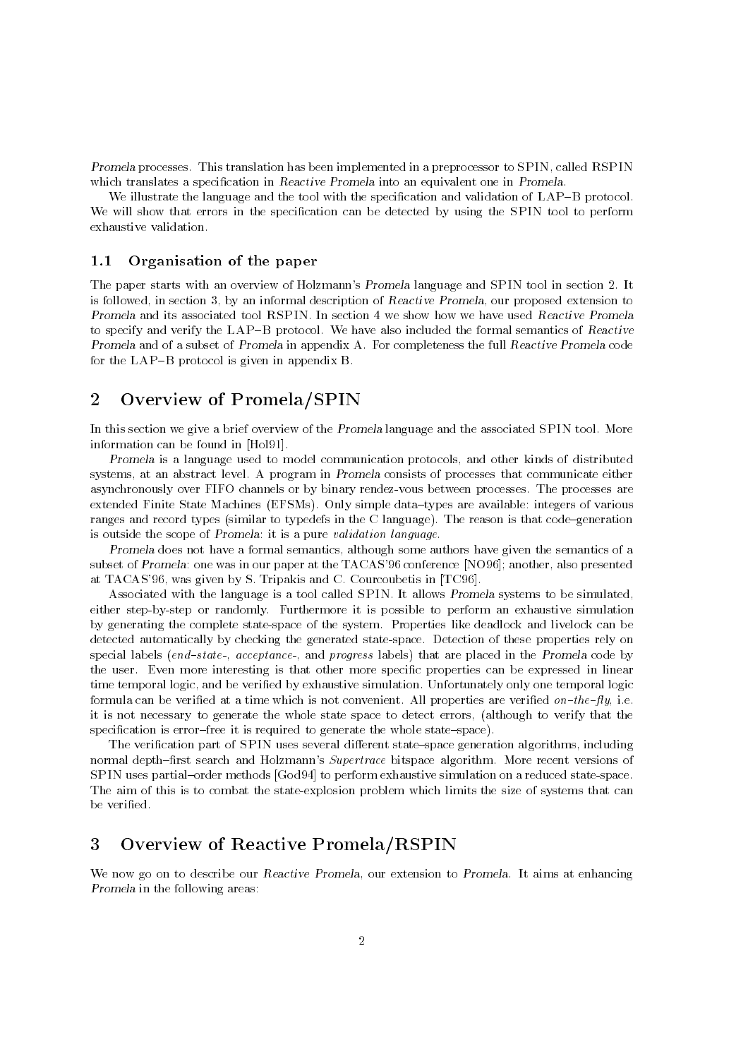*Promela* processes. This translation has been implemented in a preprocessor to SPIN, called RSPIN which translates a specification in *Reactive Promela* into an equivalent one in *Promela*.

We illustrate the language and the tool with the specification and validation of LAP–B protocol. We will show that errors in the specification can be detected by using the SPIN tool to perform exhaustive validation.

### 1.1 Organisation of the paper

The paper starts with an overview of Holzmann's *Promela* language and SPIN tool in section 2. It is followed, in section 3, by an informal description of *Reactive Promela*, our proposed extension to *Promela* and its associated tool RSPIN. In section 4 we show how we have used *Reactive Promela* to specify and verify the LAP–B protocol. We have also included the formal semantics of *Reactive Promela* and of a subset of *Promela* in appendix A. For completeness the full *Reactive Promela* code for the LAP–B protocol is given in appendix B.

## 2 Overview of Promela/SPIN

In this section we give a brief overview of the *Promela* language and the associated SPIN tool. More information can be found in [Hol91].

*Promela* is a language used to model communication protocols, and other kinds of distributed systems, at an abstract level. A program in *Promela* consists of processes that communicate either asynchronously over FIFO channels or by binary rendez-vous between processes. The processes are extended Finite State Machines (EFSMs). Only simple data–types are available: integers of various ranges and record types (similar to typedefs in the C language). The reason is that code–generation is outside the scope of *Promela*: it is a pure *validation language*.

*Promela* does not have a formal semantics, although some authors have given the semantics of a subset of *Promela*: one was in our paper at the TACAS'96 conference [NO96]; another, also presented at TACAS'96, was given by S. Tripakis and C. Courcoubetis in [TC96].

Associated with the language is a tool called SPIN. It allows *Promela* systems to be simulated, either step-by-step or randomly. Furthermore it is possible to perform an exhaustive simulation by generating the complete state-space of the system. Properties like deadlock and livelock can be detected automatically by checking the generated state-space. Detection of these properties rely on special labels (*end–state-*, *acceptance-*, and *progress* labels) that are placed in the *Promela* code by the user. Even more interesting is that other more specific properties can be expressed in linear time temporal logic, and be verified by exhaustive simulation. Unfortunately only one temporal logic formula can be verified at a time which is not convenient. All properties are verified *on–the–fly*, i.e. it is not necessary to generate the whole state space to detect errors, (although to verify that the specification is error–free it is required to generate the whole state–space).

The verification part of SPIN uses several different state–space generation algorithms, including normal depth–first search and Holzmann's *Supertrace* bitspace algorithm. More recent versions of SPIN uses partial–order methods [God94] to perform exhaustive simulation on a reduced state-space. The aim of this is to combat the state-explosion problem which limits the size of systems that can be verified.

## 3 Overview of Reactive Promela/RSPIN

We now go on to describe our *Reactive Promela*, our extension to *Promela*. It aims at enhancing *Promela* in the following areas: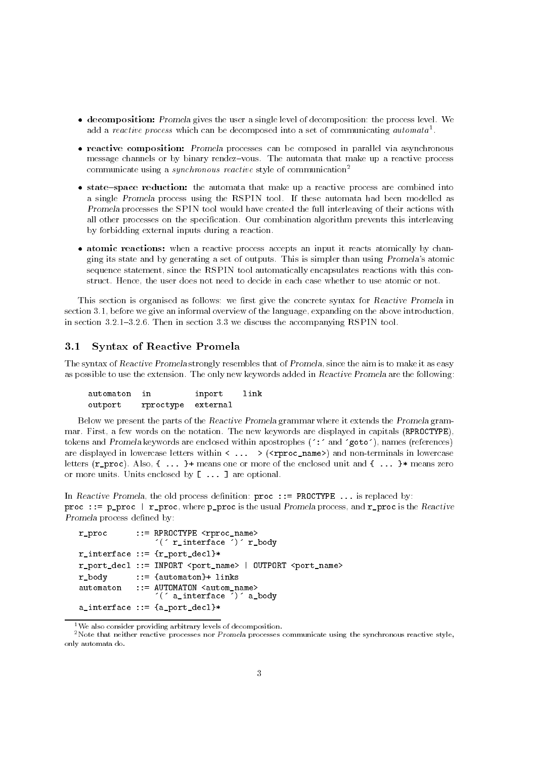- **decomposition:** *Promela* gives the user a single level of decomposition: the process level. We add a *reactive process* which can be decomposed into a set of communicating *automata*[1].
- **reactive composition:** *Promela* processes can be composed in parallel via asynchronous message channels or by binary rendez–vous. The automata that make up a reactive process communicate using a *synchronous reactive* style of communication[2]
- **state–space reduction:** the automata that make up a reactive process are combined into a single *Promela* process using the RSPIN tool. If these automata had been modelled as *Promela* processes the SPIN tool would have created the full interleaving of their actions with all other processes on the specification. Our combination algorithm prevents this interleaving by forbidding external inputs during a reaction.
- **atomic reactions:** when a reactive process accepts an input it reacts atomically by changing its state and by generating a set of outputs. This is simpler than using *Promela*'s atomic sequence statement, since the RSPIN tool automatically encapsulates reactions with this construct. Hence, the user does not need to decide in each case whether to use atomic or not.

This section is organised as follows: we first give the concrete syntax for *Reactive Promela* in section 3.1, before we give an informal overview of the language, expanding on the above introduction, in section 3.2.1–3.2.6. Then in section 3.3 we discuss the accompanying RSPIN tool.

### 3.1 Syntax of Reactive Promela

The syntax of *Reactive Promela* strongly resembles that of *Promela*, since the aim is to make it as easy as possible to use the extension. The only new keywords added in *Reactive Promela* are the following:

```
automaton   in          inport    link
outport     rproctype   external
```

Below we present the parts of the *Reactive Promela* grammar where it extends the *Promela* grammar. First, a few words on the notation. The new keywords are displayed in capitals (`RPROCTYPE`), tokens and *Promela* keywords are enclosed within apostrophes (`´:´` and `´goto´`), names (references) are displayed in lowercase letters within `< ... >` (`<rproc_name>`) and non-terminals in lowercase letters (`r_proc`). Also, `{ ... }+` means one or more of the enclosed unit and `{ ... }*` means zero or more units. Units enclosed by `[ ... ]` are optional.

In *Reactive Promela*, the old process definition: `proc ::= PROCTYPE ...` is replaced by:
`proc ::= p_proc | r_proc`, where `p_proc` is the usual *Promela* process, and `r_proc` is the *Reactive Promela* process defined by:

```
r_proc      ::= RPROCTYPE <rproc_name>
                ´(´ r_interface ´)´ r_body
r_interface ::= {r_port_decl}*
r_port_decl ::= INPORT <port_name> | OUTPORT <port_name>
r_body      ::= {automaton}+ links
automaton   ::= AUTOMATON <autom_name>
                ´(´ a_interface ´)´ a_body
a_interface ::= {a_port_decl}*
```

[1] We also consider providing arbitrary levels of decomposition.

[2] Note that neither reactive processes nor *Promela* processes communicate using the synchronous reactive style, only automata do.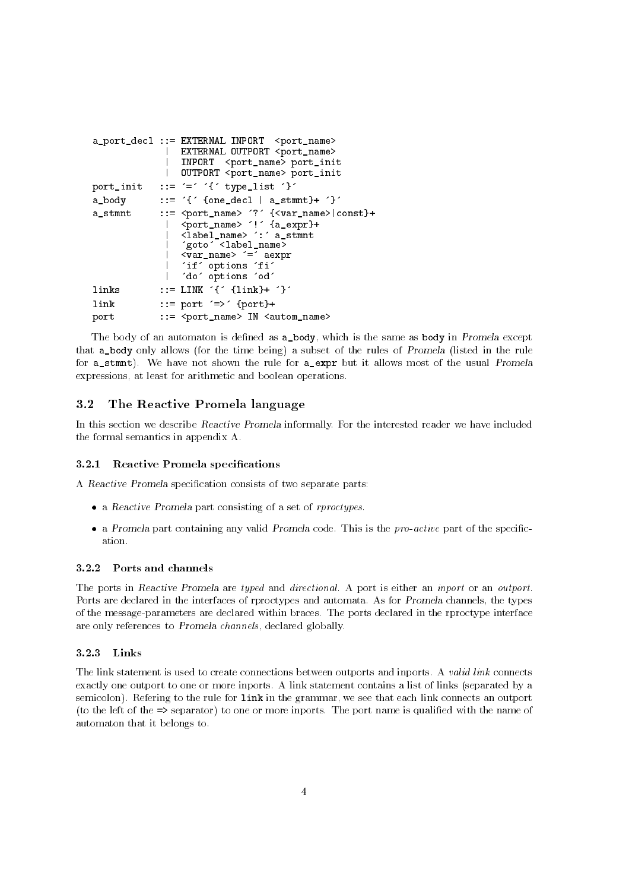```
a_port_decl ::= EXTERNAL INPORT  <port_name>
             |  EXTERNAL OUTPORT <port_name>
             |  INPORT  <port_name> port_init
             |  OUTPORT <port_name> port_init
port_init   ::= ´=´ ´{´ type_list ´}´
a_body      ::= ´{´ {one_decl | a_stmnt}+ ´}´
a_stmnt     ::= <port_name> ´?´ {<var_name>|const}+
             |  <port_name> ´!´ {a_expr}+
             |  <label_name> ´:´ a_stmnt
             |  ´goto´ <label_name>
             |  <var_name> ´=´ aexpr
             |  ´if´ options ´fi´
             |  ´do´ options ´od´
links       ::= LINK ´{´ {link}+ ´}´
link        ::= port ´=>´ {port}+
port        ::= <port_name> IN <autom_name>
```

The body of an automaton is defined as `a_body`, which is the same as `body` in *Promela* except that `a_body` only allows (for the time being) a subset of the rules of *Promela* (listed in the rule for `a_stmnt`). We have not shown the rule for `a_expr` but it allows most of the usual *Promela* expressions, at least for arithmetic and boolean operations.

## 3.2 The Reactive Promela language

In this section we describe *Reactive Promela* informally. For the interested reader we have included the formal semantics in appendix A.

### 3.2.1 Reactive Promela specifications

A *Reactive Promela* specification consists of two separate parts:

- a *Reactive Promela* part consisting of a set of *rproctypes*.
- a *Promela* part containing any valid *Promela* code. This is the *pro-active* part of the specification.

### 3.2.2 Ports and channels

The ports in *Reactive Promela* are *typed* and *directional*. A port is either an *inport* or an *outport*. Ports are declared in the interfaces of rproctypes and automata. As for *Promela* channels, the types of the message-parameters are declared within braces. The ports declared in the rproctype interface are only references to *Promela channels*, declared globally.

### 3.2.3 Links

The link statement is used to create connections between outports and inports. A *valid link* connects exactly one outport to one or more inports. A link statement contains a list of links (separated by a semicolon). Refering to the rule for `link` in the grammar, we see that each link connects an outport (to the left of the `=>` separator) to one or more inports. The port name is qualified with the name of automaton that it belongs to.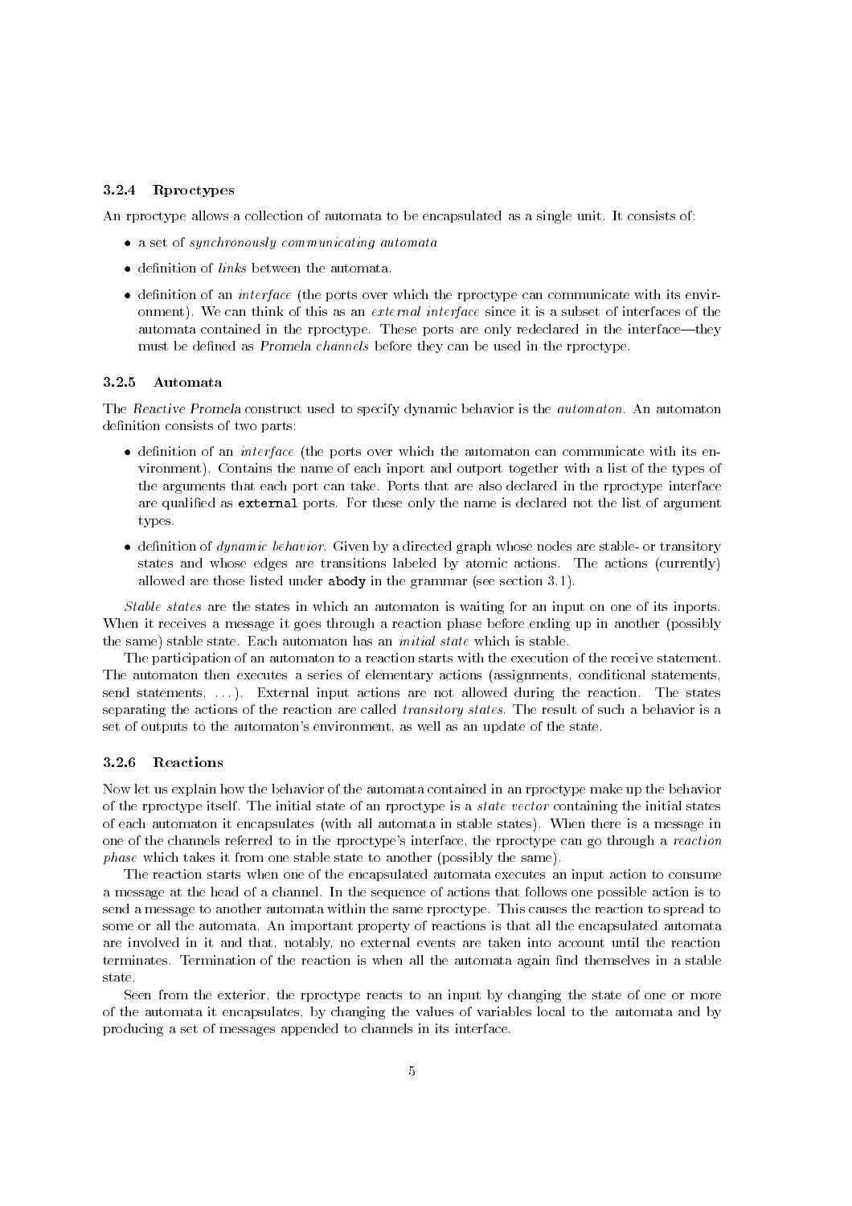### 3.2.4 Rproctypes

An rproctype allows a collection of automata to be encapsulated as a single unit. It consists of:

- a set of *synchronously communicating automata*
- definition of *links* between the automata.
- definition of an *interface* (the ports over which the rproctype can communicate with its environment). We can think of this as an *external interface* since it is a subset of interfaces of the automata contained in the rproctype. These ports are only redeclared in the interface—they must be defined as *Promela channels* before they can be used in the rproctype.

### 3.2.5 Automata

The *Reactive Promela* construct used to specify dynamic behavior is the *automaton*. An automaton definition consists of two parts:

- definition of an *interface* (the ports over which the automaton can communicate with its environment). Contains the name of each inport and outport together with a list of the types of the arguments that each port can take. Ports that are also declared in the rproctype interface are qualified as **external** ports. For these only the name is declared not the list of argument types.
- definition of *dynamic behavior*. Given by a directed graph whose nodes are stable- or transitory states and whose edges are transitions labeled by atomic actions. The actions (currently) allowed are those listed under **abody** in the grammar (see section 3.1).

*Stable states* are the states in which an automaton is waiting for an input on one of its inports. When it receives a message it goes through a reaction phase before ending up in another (possibly the same) stable state. Each automaton has an *initial state* which is stable.

The participation of an automaton to a reaction starts with the execution of the receive statement. The automaton then executes a series of elementary actions (assignments, conditional statements, send statements, ...). External input actions are not allowed during the reaction. The states separating the actions of the reaction are called *transitory states*. The result of such a behavior is a set of outputs to the automaton's environment, as well as an update of the state.

### 3.2.6 Reactions

Now let us explain how the behavior of the automata contained in an rproctype make up the behavior of the rproctype itself. The initial state of an rproctype is a *state vector* containing the initial states of each automaton it encapsulates (with all automata in stable states). When there is a message in one of the channels referred to in the rproctype's interface, the rproctype can go through a *reaction phase* which takes it from one stable state to another (possibly the same).

The reaction starts when one of the encapsulated automata executes an input action to consume a message at the head of a channel. In the sequence of actions that follows one possible action is to send a message to another automata within the same rproctype. This causes the reaction to spread to some or all the automata. An important property of reactions is that all the encapsulated automata are involved in it and that, notably, no external events are taken into account until the reaction terminates. Termination of the reaction is when all the automata again find themselves in a stable state.

Seen from the exterior, the rproctype reacts to an input by changing the state of one or more of the automata it encapsulates, by changing the values of variables local to the automata and by producing a set of messages appended to channels in its interface.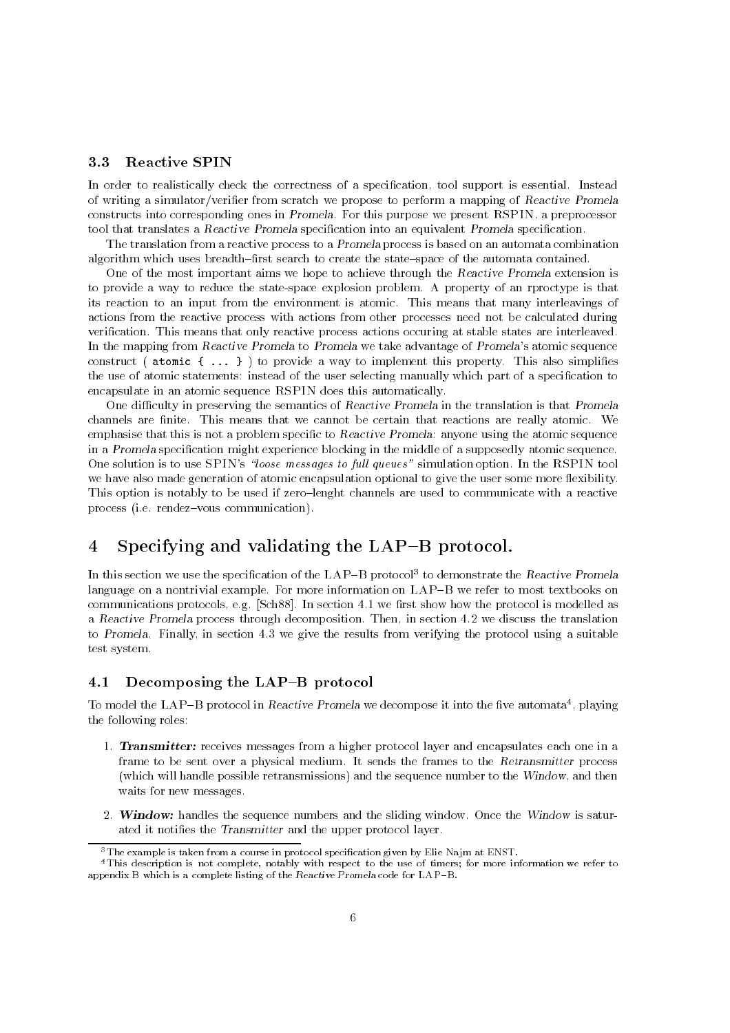### 3.3 Reactive SPIN

In order to realistically check the correctness of a specification, tool support is essential. Instead of writing a simulator/verifier from scratch we propose to perform a mapping of *Reactive Promela* constructs into corresponding ones in *Promela*. For this purpose we present RSPIN, a preprocessor tool that translates a *Reactive Promela* specification into an equivalent *Promela* specification.

The translation from a reactive process to a *Promela* process is based on an automata combination algorithm which uses breadth–first search to create the state–space of the automata contained.

One of the most important aims we hope to achieve through the *Reactive Promela* extension is to provide a way to reduce the state-space explosion problem. A property of an rproctype is that its reaction to an input from the environment is atomic. This means that many interleavings of actions from the reactive process with actions from other processes need not be calculated during verification. This means that only reactive process actions occuring at stable states are interleaved. In the mapping from *Reactive Promela* to *Promela* we take advantage of *Promela*'s atomic sequence construct ( `atomic { ... }` ) to provide a way to implement this property. This also simplifies the use of atomic statements: instead of the user selecting manually which part of a specification to encapsulate in an atomic sequence RSPIN does this automatically.

One difficulty in preserving the semantics of *Reactive Promela* in the translation is that *Promela* channels are finite. This means that we cannot be certain that reactions are really atomic. We emphasise that this is not a problem specific to *Reactive Promela*: anyone using the atomic sequence in a *Promela* specification might experience blocking in the middle of a supposedly atomic sequence. One solution is to use SPIN's *"loose messages to full queues"* simulation option. In the RSPIN tool we have also made generation of atomic encapsulation optional to give the user some more flexibility. This option is notably to be used if zero–lenght channels are used to communicate with a reactive process (i.e. rendez–vous communication).

# 4 Specifying and validating the LAP–B protocol.

In this section we use the specification of the LAP–B protocol[3] to demonstrate the *Reactive Promela* language on a nontrivial example. For more information on LAP–B we refer to most textbooks on communications protocols, e.g. [Sch88]. In section 4.1 we first show how the protocol is modelled as a *Reactive Promela* process through decomposition. Then, in section 4.2 we discuss the translation to *Promela*. Finally, in section 4.3 we give the results from verifying the protocol using a suitable test system.

### 4.1 Decomposing the LAP–B protocol

To model the LAP–B protocol in *Reactive Promela* we decompose it into the five automata[4], playing the following roles:

1. ***Transmitter:*** receives messages from a higher protocol layer and encapsulates each one in a frame to be sent over a physical medium. It sends the frames to the *Retransmitter* process (which will handle possible retransmissions) and the sequence number to the *Window*, and then waits for new messages.
2. ***Window:*** handles the sequence numbers and the sliding window. Once the *Window* is saturated it notifies the *Transmitter* and the upper protocol layer.

[3] The example is taken from a course in protocol specification given by Elie Najm at ENST.

[4] This description is not complete, notably with respect to the use of timers; for more information we refer to appendix B which is a complete listing of the *Reactive Promela* code for LAP–B.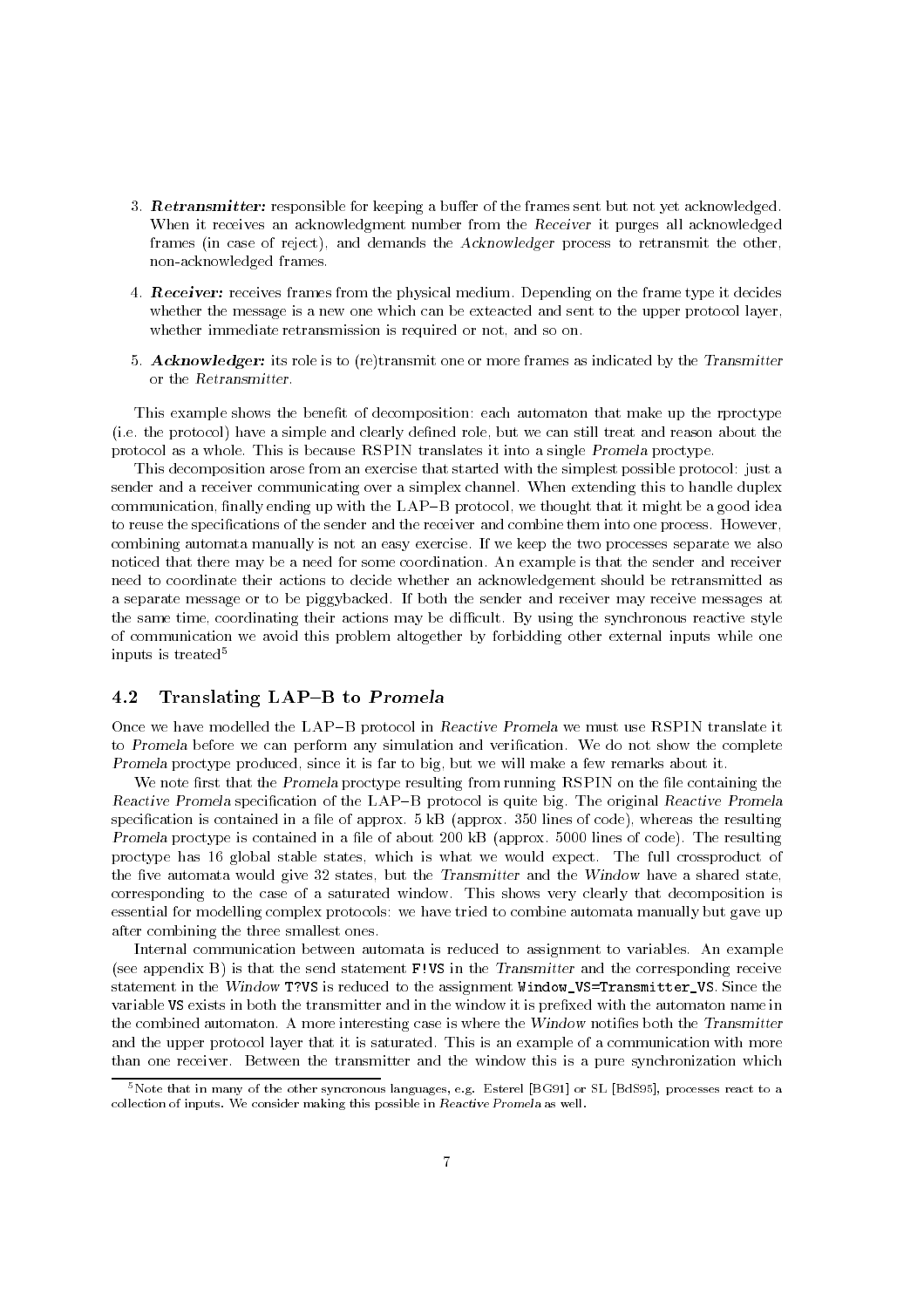3. ***Retransmitter:*** responsible for keeping a buffer of the frames sent but not yet acknowledged. When it receives an acknowledgment number from the *Receiver* it purges all acknowledged frames (in case of reject), and demands the *Acknowledger* process to retransmit the other, non-acknowledged frames.

4. ***Receiver:*** receives frames from the physical medium. Depending on the frame type it decides whether the message is a new one which can be exteacted and sent to the upper protocol layer, whether immediate retransmission is required or not, and so on.

5. ***Acknowledger:*** its role is to (re)transmit one or more frames as indicated by the *Transmitter* or the *Retransmitter*.

This example shows the benefit of decomposition: each automaton that make up the rproctype (i.e. the protocol) have a simple and clearly defined role, but we can still treat and reason about the protocol as a whole. This is because RSPIN translates it into a single *Promela* proctype.

This decomposition arose from an exercise that started with the simplest possible protocol: just a sender and a receiver communicating over a simplex channel. When extending this to handle duplex communication, finally ending up with the LAP–B protocol, we thought that it might be a good idea to reuse the specifications of the sender and the receiver and combine them into one process. However, combining automata manually is not an easy exercise. If we keep the two processes separate we also noticed that there may be a need for some coordination. An example is that the sender and receiver need to coordinate their actions to decide whether an acknowledgement should be retransmitted as a separate message or to be piggybacked. If both the sender and receiver may receive messages at the same time, coordinating their actions may be difficult. By using the synchronous reactive style of communication we avoid this problem altogether by forbidding other external inputs while one inputs is treated[5]

## 4.2 Translating LAP–B to *Promela*

Once we have modelled the LAP–B protocol in *Reactive Promela* we must use RSPIN translate it to *Promela* before we can perform any simulation and verification. We do not show the complete *Promela* proctype produced, since it is far to big, but we will make a few remarks about it.

We note first that the *Promela* proctype resulting from running RSPIN on the file containing the *Reactive Promela* specification of the LAP–B protocol is quite big. The original *Reactive Promela* specification is contained in a file of approx. 5 kB (approx. 350 lines of code), whereas the resulting *Promela* proctype is contained in a file of about 200 kB (approx. 5000 lines of code). The resulting proctype has 16 global stable states, which is what we would expect. The full crossproduct of the five automata would give 32 states, but the *Transmitter* and the *Window* have a shared state, corresponding to the case of a saturated window. This shows very clearly that decomposition is essential for modelling complex protocols: we have tried to combine automata manually but gave up after combining the three smallest ones.

Internal communication between automata is reduced to assignment to variables. An example (see appendix B) is that the send statement `F!VS` in the *Transmitter* and the corresponding receive statement in the *Window* `T?VS` is reduced to the assignment `Window_VS=Transmitter_VS`. Since the variable `VS` exists in both the transmitter and in the window it is prefixed with the automaton name in the combined automaton. A more interesting case is where the *Window* notifies both the *Transmitter* and the upper protocol layer that it is saturated. This is an example of a communication with more than one receiver. Between the transmitter and the window this is a pure synchronization which

[5] Note that in many of the other syncronous languages, e.g. Esterel [BG91] or SL [BdS95], processes react to a collection of inputs. We consider making this possible in *Reactive Promela* as well.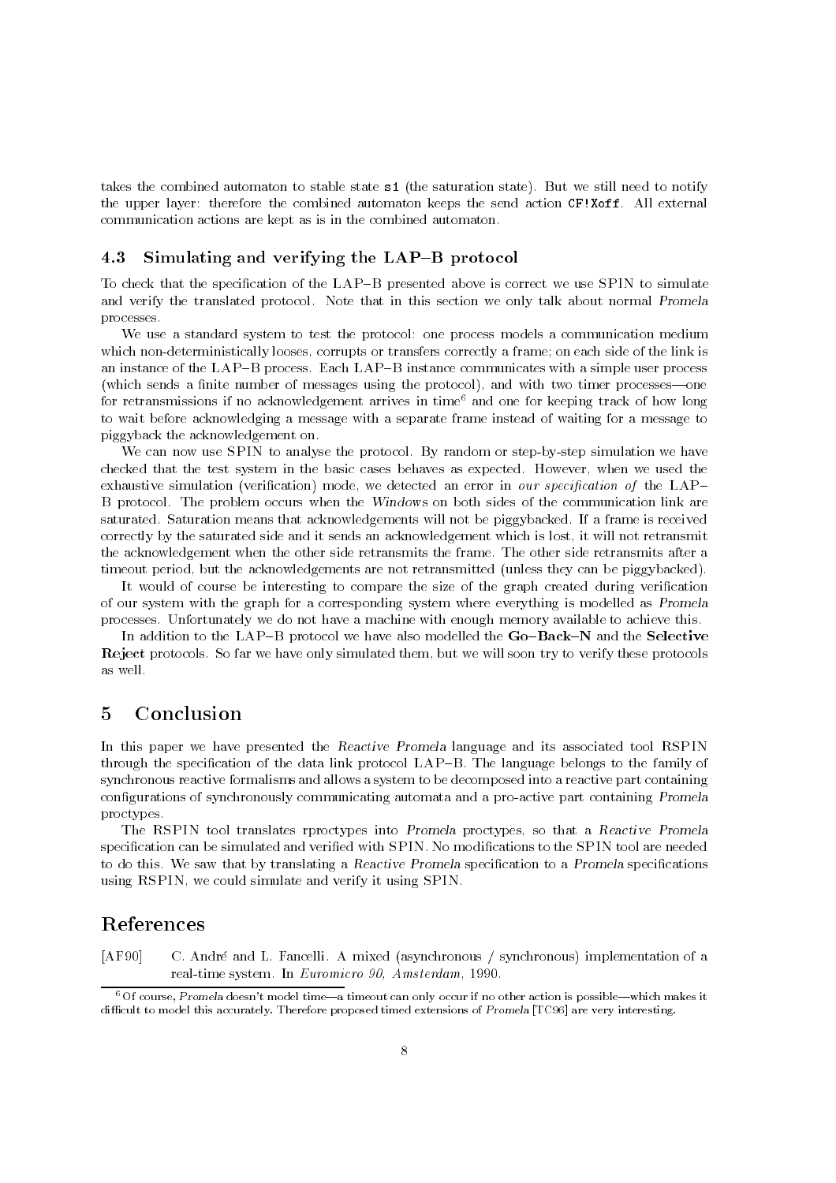takes the combined automaton to stable state `s1` (the saturation state). But we still need to notify the upper layer: therefore the combined automaton keeps the send action `CF!Xoff`. All external communication actions are kept as is in the combined automaton.

### 4.3 Simulating and verifying the LAP–B protocol

To check that the specification of the LAP–B presented above is correct we use SPIN to simulate and verify the translated protocol. Note that in this section we only talk about normal *Promela* processes.

We use a standard system to test the protocol: one process models a communication medium which non-deterministically looses, corrupts or transfers correctly a frame; on each side of the link is an instance of the LAP–B process. Each LAP–B instance communicates with a simple user process (which sends a finite number of messages using the protocol), and with two timer processes—one for retransmissions if no acknowledgement arrives in time[6] and one for keeping track of how long to wait before acknowledging a message with a separate frame instead of waiting for a message to piggyback the acknowledgement on.

We can now use SPIN to analyse the protocol. By random or step-by-step simulation we have checked that the test system in the basic cases behaves as expected. However, when we used the exhaustive simulation (verification) mode, we detected an error in *our specification of* the LAP–B protocol. The problem occurs when the *Windows* on both sides of the communication link are saturated. Saturation means that acknowledgements will not be piggybacked. If a frame is received correctly by the saturated side and it sends an acknowledgement which is lost, it will not retransmit the acknowledgement when the other side retransmits the frame. The other side retransmits after a timeout period, but the acknowledgements are not retransmitted (unless they can be piggybacked).

It would of course be interesting to compare the size of the graph created during verification of our system with the graph for a corresponding system where everything is modelled as *Promela* processes. Unfortunately we do not have a machine with enough memory available to achieve this.

In addition to the LAP–B protocol we have also modelled the **Go–Back–N** and the **Selective Reject** protocols. So far we have only simulated them, but we will soon try to verify these protocols as well.

## 5 Conclusion

In this paper we have presented the *Reactive Promela* language and its associated tool RSPIN through the specification of the data link protocol LAP–B. The language belongs to the family of synchronous reactive formalisms and allows a system to be decomposed into a reactive part containing configurations of synchronously communicating automata and a pro-active part containing *Promela* proctypes.

The RSPIN tool translates rproctypes into *Promela* proctypes, so that a *Reactive Promela* specification can be simulated and verified with SPIN. No modifications to the SPIN tool are needed to do this. We saw that by translating a *Reactive Promela* specification to a *Promela* specifications using RSPIN, we could simulate and verify it using SPIN.

## References

[AF90] C. André and L. Fancelli. A mixed (asynchronous / synchronous) implementation of a real-time system. In *Euromicro 90, Amsterdam*, 1990.

[6] Of course, *Promela* doesn't model time—a timeout can only occur if no other action is possible—which makes it difficult to model this accurately. Therefore proposed timed extensions of *Promela* [TC96] are very interesting.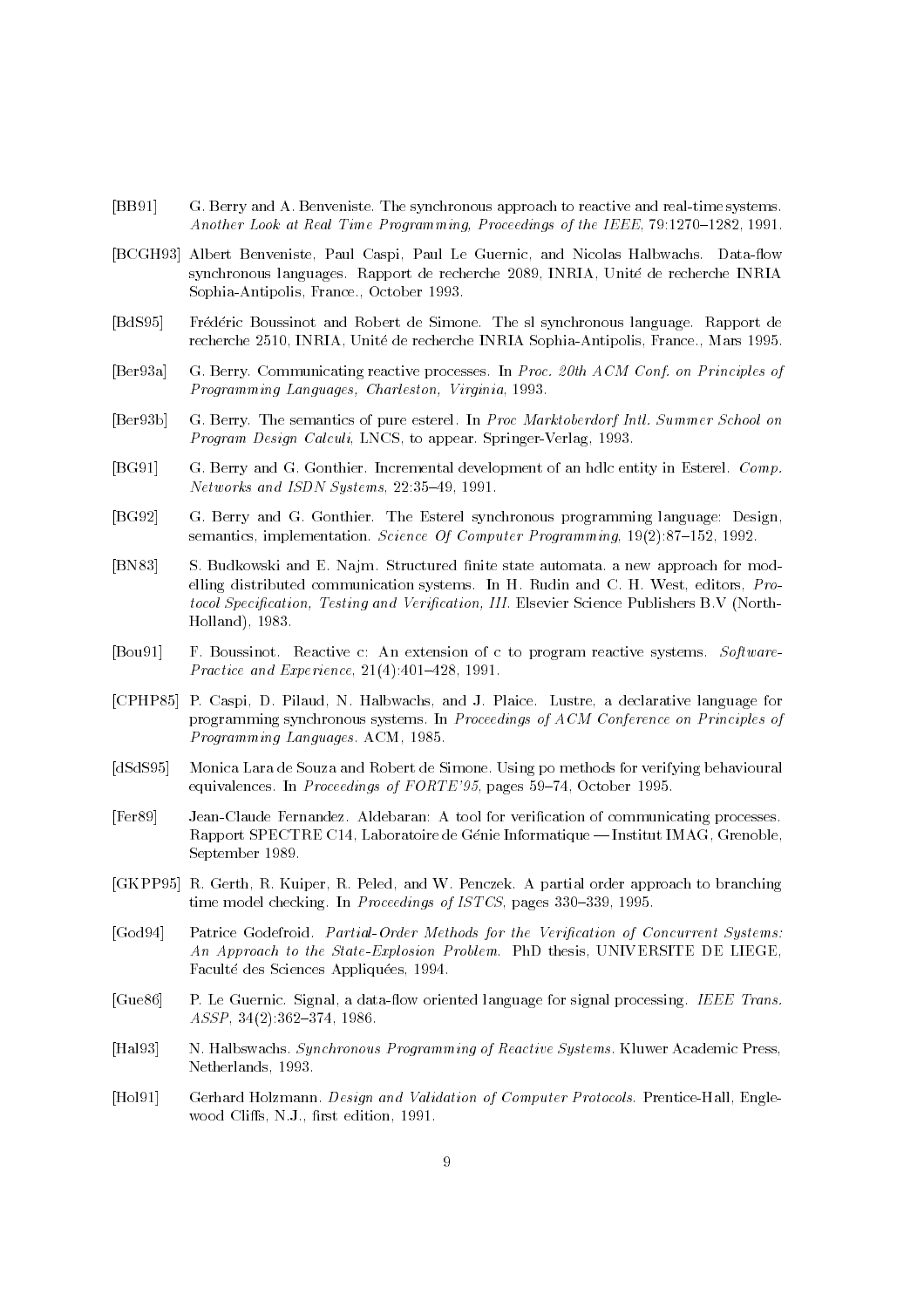[BB91] G. Berry and A. Benveniste. The synchronous approach to reactive and real-time systems. *Another Look at Real Time Programming, Proceedings of the IEEE*, 79:1270–1282, 1991.

[BCGH93] Albert Benveniste, Paul Caspi, Paul Le Guernic, and Nicolas Halbwachs. Data-flow synchronous languages. Rapport de recherche 2089, INRIA, Unité de recherche INRIA Sophia-Antipolis, France., October 1993.

[BdS95] Frédéric Boussinot and Robert de Simone. The sl synchronous language. Rapport de recherche 2510, INRIA, Unité de recherche INRIA Sophia-Antipolis, France., Mars 1995.

[Ber93a] G. Berry. Communicating reactive processes. In *Proc. 20th ACM Conf. on Principles of Programming Languages, Charleston, Virginia*, 1993.

[Ber93b] G. Berry. The semantics of pure esterel. In *Proc Marktoberdorf Intl. Summer School on Program Design Calculi*, LNCS, to appear. Springer-Verlag, 1993.

[BG91] G. Berry and G. Gonthier. Incremental development of an hdlc entity in Esterel. *Comp. Networks and ISDN Systems*, 22:35–49, 1991.

[BG92] G. Berry and G. Gonthier. The Esterel synchronous programming language: Design, semantics, implementation. *Science Of Computer Programming*, 19(2):87–152, 1992.

[BN83] S. Budkowski and E. Najm. Structured finite state automata. a new approach for modelling distributed communication systems. In H. Rudin and C. H. West, editors, *Protocol Specification, Testing and Verification, III*. Elsevier Science Publishers B.V (North-Holland), 1983.

[Bou91] F. Boussinot. Reactive c: An extension of c to program reactive systems. *Software-Practice and Experience*, 21(4):401–428, 1991.

[CPHP85] P. Caspi, D. Pilaud, N. Halbwachs, and J. Plaice. Lustre, a declarative language for programming synchronous systems. In *Proceedings of ACM Conference on Principles of Programming Languages*. ACM, 1985.

[dSdS95] Monica Lara de Souza and Robert de Simone. Using po methods for verifying behavioural equivalences. In *Proceedings of FORTE'95*, pages 59–74, October 1995.

[Fer89] Jean-Claude Fernandez. Aldebaran: A tool for verification of communicating processes. Rapport SPECTRE C14, Laboratoire de Génie Informatique — Institut IMAG, Grenoble, September 1989.

[GKPP95] R. Gerth, R. Kuiper, R. Peled, and W. Penczek. A partial order approach to branching time model checking. In *Proceedings of ISTCS*, pages 330–339, 1995.

[God94] Patrice Godefroid. *Partial-Order Methods for the Verification of Concurrent Systems: An Approach to the State-Explosion Problem*. PhD thesis, UNIVERSITE DE LIEGE, Faculté des Sciences Appliquées, 1994.

[Gue86] P. Le Guernic. Signal, a data-flow oriented language for signal processing. *IEEE Trans. ASSP*, 34(2):362–374, 1986.

[Hal93] N. Halbswachs. *Synchronous Programming of Reactive Systems*. Kluwer Academic Press, Netherlands, 1993.

[Hol91] Gerhard Holzmann. *Design and Validation of Computer Protocols*. Prentice-Hall, Englewood Cliffs, N.J., first edition, 1991.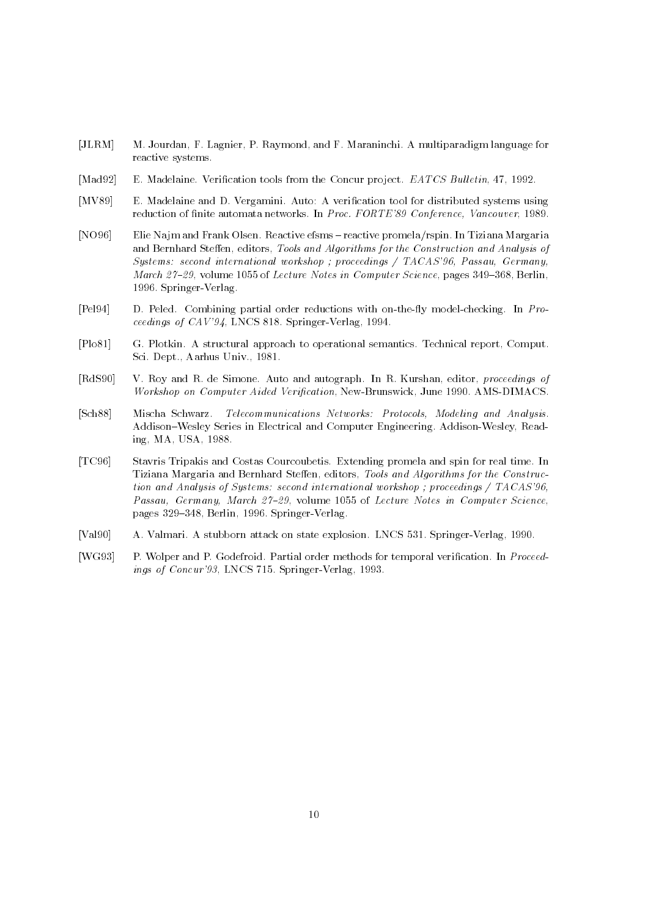[JLRM] M. Jourdan, F. Lagnier, P. Raymond, and F. Maraninchi. A multiparadigm language for reactive systems.

[Mad92] E. Madelaine. Verification tools from the Concur project. *EATCS Bulletin*, 47, 1992.

[MV89] E. Madelaine and D. Vergamini. Auto: A verification tool for distributed systems using reduction of finite automata networks. In *Proc. FORTE'89 Conference, Vancouver*, 1989.

[NO96] Elie Najm and Frank Olsen. Reactive efsms – reactive promela/rspin. In Tiziana Margaria and Bernhard Steffen, editors, *Tools and Algorithms for the Construction and Analysis of Systems: second international workshop ; proceedings / TACAS'96, Passau, Germany, March 27–29*, volume 1055 of *Lecture Notes in Computer Science*, pages 349–368, Berlin, 1996. Springer-Verlag.

[Pel94] D. Peled. Combining partial order reductions with on-the-fly model-checking. In *Proceedings of CAV'94*, LNCS 818. Springer-Verlag, 1994.

[Plo81] G. Plotkin. A structural approach to operational semantics. Technical report, Comput. Sci. Dept., Aarhus Univ., 1981.

[RdS90] V. Roy and R. de Simone. Auto and autograph. In R. Kurshan, editor, *proceedings of Workshop on Computer Aided Verification*, New-Brunswick, June 1990. AMS-DIMACS.

[Sch88] Mischa Schwarz. *Telecommunications Networks: Protocols, Modeling and Analysis*. Addison–Wesley Series in Electrical and Computer Engineering. Addison-Wesley, Reading, MA, USA, 1988.

[TC96] Stavris Tripakis and Costas Courcoubetis. Extending promela and spin for real time. In Tiziana Margaria and Bernhard Steffen, editors, *Tools and Algorithms for the Construction and Analysis of Systems: second international workshop ; proceedings / TACAS'96, Passau, Germany, March 27–29*, volume 1055 of *Lecture Notes in Computer Science*, pages 329–348, Berlin, 1996. Springer-Verlag.

[Val90] A. Valmari. A stubborn attack on state explosion. LNCS 531. Springer-Verlag, 1990.

[WG93] P. Wolper and P. Godefroid. Partial order methods for temporal verification. In *Proceedings of Concur'93*, LNCS 715. Springer-Verlag, 1993.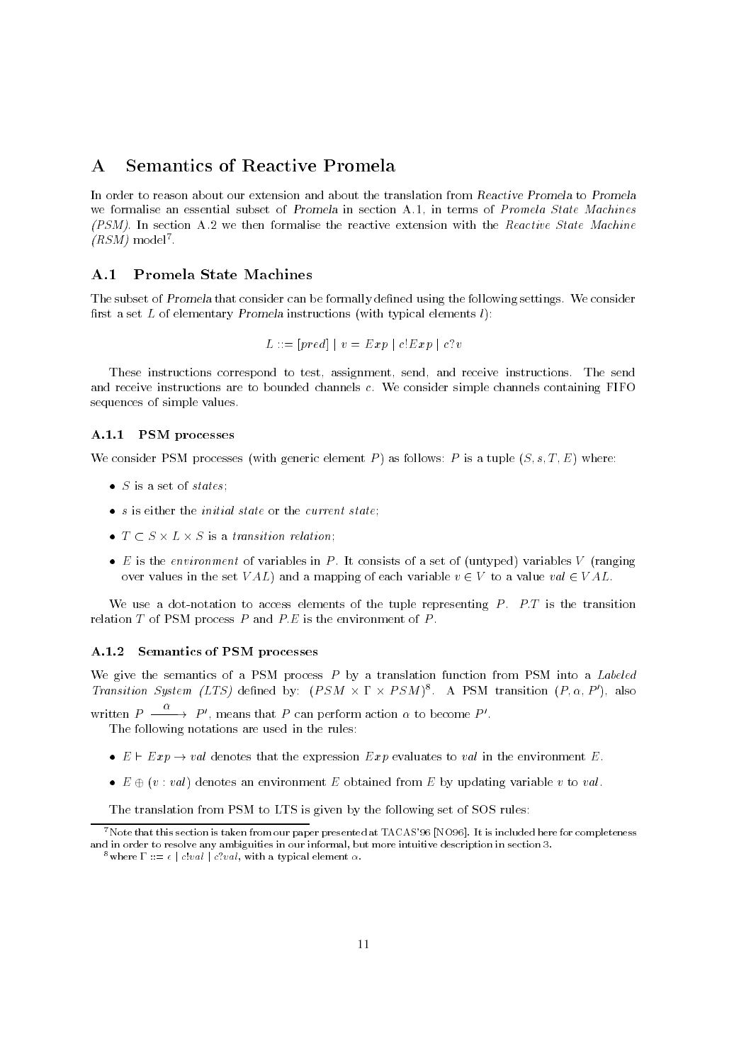# A Semantics of Reactive Promela

In order to reason about our extension and about the translation from *Reactive Promela* to *Promela* we formalise an essential subset of *Promela* in section A.1, in terms of *Promela State Machines (PSM)*. In section A.2 we then formalise the reactive extension with the *Reactive State Machine (RSM)* model[7].

## A.1 Promela State Machines

The subset of *Promela* that consider can be formally defined using the following settings. We consider first a set $L$ of elementary *Promela* instructions (with typical elements $l$):

$$L ::= [pred] \mid v = Exp \mid c!Exp \mid c?v$$

These instructions correspond to test, assignment, send, and receive instructions. The send and receive instructions are to bounded channels $c$. We consider simple channels containing FIFO sequences of simple values.

### A.1.1 PSM processes

We consider PSM processes (with generic element $P$) as follows: $P$ is a tuple $(S, s, T, E)$ where:

- $S$ is a set of *states*;
- $s$ is either the *initial state* or the *current state*;
- $T \subset S \times L \times S$ is a *transition relation*;
- $E$ is the *environment* of variables in $P$. It consists of a set of (untyped) variables $V$ (ranging over values in the set $VAL$) and a mapping of each variable $v \in V$ to a value $val \in VAL$.

We use a dot-notation to access elements of the tuple representing $P$. $P.T$ is the transition relation $T$ of PSM process $P$ and $P.E$ is the environment of $P$.

### A.1.2 Semantics of PSM processes

We give the semantics of a PSM process $P$ by a translation function from PSM into a *Labeled Transition System (LTS)* defined by: $(PSM \times \Gamma \times PSM)$[8]. A PSM transition $(P, \alpha, P')$, also written $P \xrightarrow{\alpha} P'$, means that $P$ can perform action $\alpha$ to become $P'$.

The following notations are used in the rules:

- $E \vdash Exp \rightarrow val$ denotes that the expression $Exp$ evaluates to $val$ in the environment $E$.
- $E \oplus (v : val)$ denotes an environment $E$ obtained from $E$ by updating variable $v$ to $val$.

The translation from PSM to LTS is given by the following set of SOS rules:

---

[7] Note that this section is taken from our paper presented at TACAS'96 [NO96]. It is included here for completeness and in order to resolve any ambiguities in our informal, but more intuitive description in section 3.

[8] where $\Gamma ::= \epsilon \mid c!val \mid c?val$, with a typical element $\alpha$.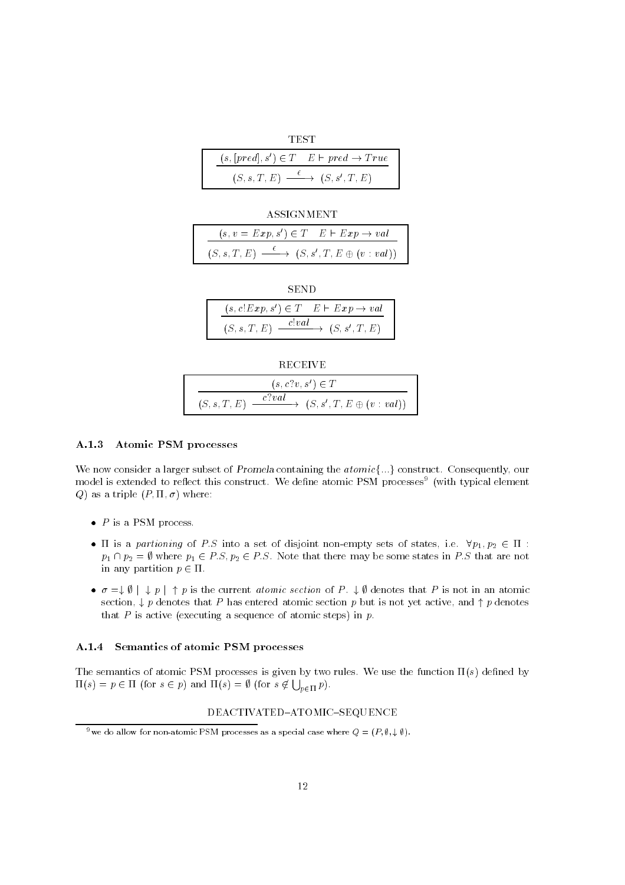TEST

$$\frac{(s, [pred], s') \in T \quad E \vdash pred \rightarrow True}{(S, s, T, E) \xrightarrow{\epsilon} (S, s', T, E)}$$

ASSIGNMENT

$$\frac{(s, v = Exp, s') \in T \quad E \vdash Exp \rightarrow val}{(S, s, T, E) \xrightarrow{\epsilon} (S, s', T, E \oplus (v : val))}$$

SEND

$$\frac{(s, c!Exp, s') \in T \quad E \vdash Exp \rightarrow val}{(S, s, T, E) \xrightarrow{c!val} (S, s', T, E)}$$

RECEIVE

$$\frac{(s, c?v, s') \in T}{(S, s, T, E) \xrightarrow{c?val} (S, s', T, E \oplus (v : val))}$$

### A.1.3 Atomic PSM processes

We now consider a larger subset of *Promela* containing the *atomic*{...} construct. Consequently, our model is extended to reflect this construct. We define atomic PSM processes[9] (with typical element $Q$) as a triple $(P, \Pi, \sigma)$ where:

- $P$ is a PSM process.
- $\Pi$ is a *partioning* of $P.S$ into a set of disjoint non-empty sets of states, i.e. $\forall p_1, p_2 \in \Pi$ : $p_1 \cap p_2 = \emptyset$ where $p_1 \in P.S, p_2 \in P.S$. Note that there may be some states in $P.S$ that are not in any partition $p \in \Pi$.
- $\sigma = \downarrow \emptyset \mid \downarrow p \mid \uparrow p$ is the current *atomic section* of $P$. $\downarrow \emptyset$ denotes that $P$ is not in an atomic section, $\downarrow p$ denotes that $P$ has entered atomic section $p$ but is not yet active, and $\uparrow p$ denotes that $P$ is active (executing a sequence of atomic steps) in $p$.

### A.1.4 Semantics of atomic PSM processes

The semantics of atomic PSM processes is given by two rules. We use the function $\Pi(s)$ defined by $\Pi(s) = p \in \Pi$ (for $s \in p$) and $\Pi(s) = \emptyset$ (for $s \notin \bigcup_{p \in \Pi} p$).

DEACTIVATED–ATOMIC–SEQUENCE

[9] we do allow for non-atomic PSM processes as a special case where $Q = (P, \emptyset, \downarrow \emptyset)$.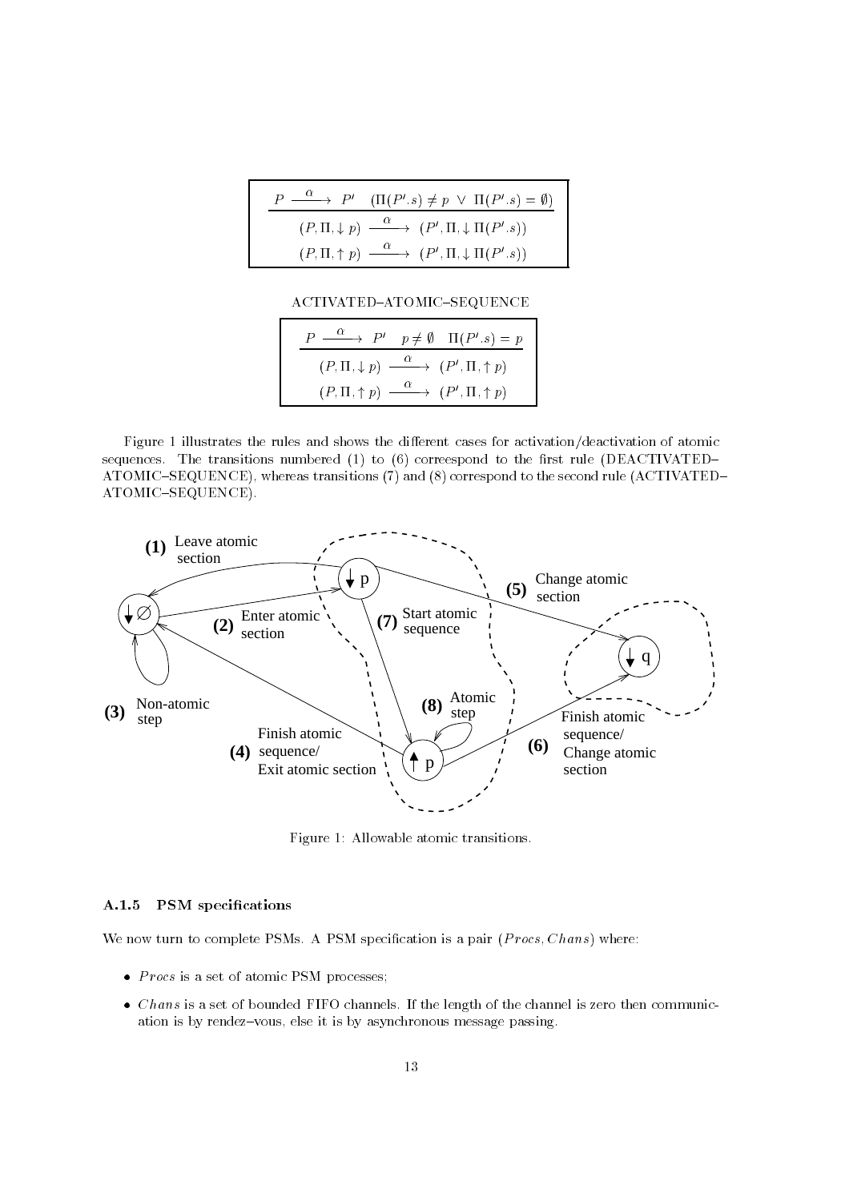$$\frac{P \xrightarrow{\alpha} P' \quad (\Pi(P'.s) \neq p \;\vee\; \Pi(P'.s) = \emptyset)}{\begin{array}{c}(P, \Pi, \downarrow p) \xrightarrow{\alpha} (P', \Pi, \downarrow \Pi(P'.s)) \\ (P, \Pi, \uparrow p) \xrightarrow{\alpha} (P', \Pi, \downarrow \Pi(P'.s))\end{array}}$$

ACTIVATED–ATOMIC–SEQUENCE

$$\frac{P \xrightarrow{\alpha} P' \quad p \neq \emptyset \quad \Pi(P'.s) = p}{\begin{array}{c}(P, \Pi, \downarrow p) \xrightarrow{\alpha} (P', \Pi, \uparrow p) \\ (P, \Pi, \uparrow p) \xrightarrow{\alpha} (P', \Pi, \uparrow p)\end{array}}$$

Figure 1 illustrates the rules and shows the different cases for activation/deactivation of atomic sequences. The transitions numbered (1) to (6) correespond to the first rule (DEACTIVATED–ATOMIC–SEQUENCE), whereas transitions (7) and (8) correspond to the second rule (ACTIVATED–ATOMIC–SEQUENCE).

Figure 1: Allowable atomic transitions.

### A.1.5 PSM specifications

We now turn to complete PSMs. A PSM specification is a pair $(Procs, Chans)$ where:

- $Procs$ is a set of atomic PSM processes;
- $Chans$ is a set of bounded FIFO channels. If the length of the channel is zero then communication is by rendez–vous, else it is by asynchronous message passing.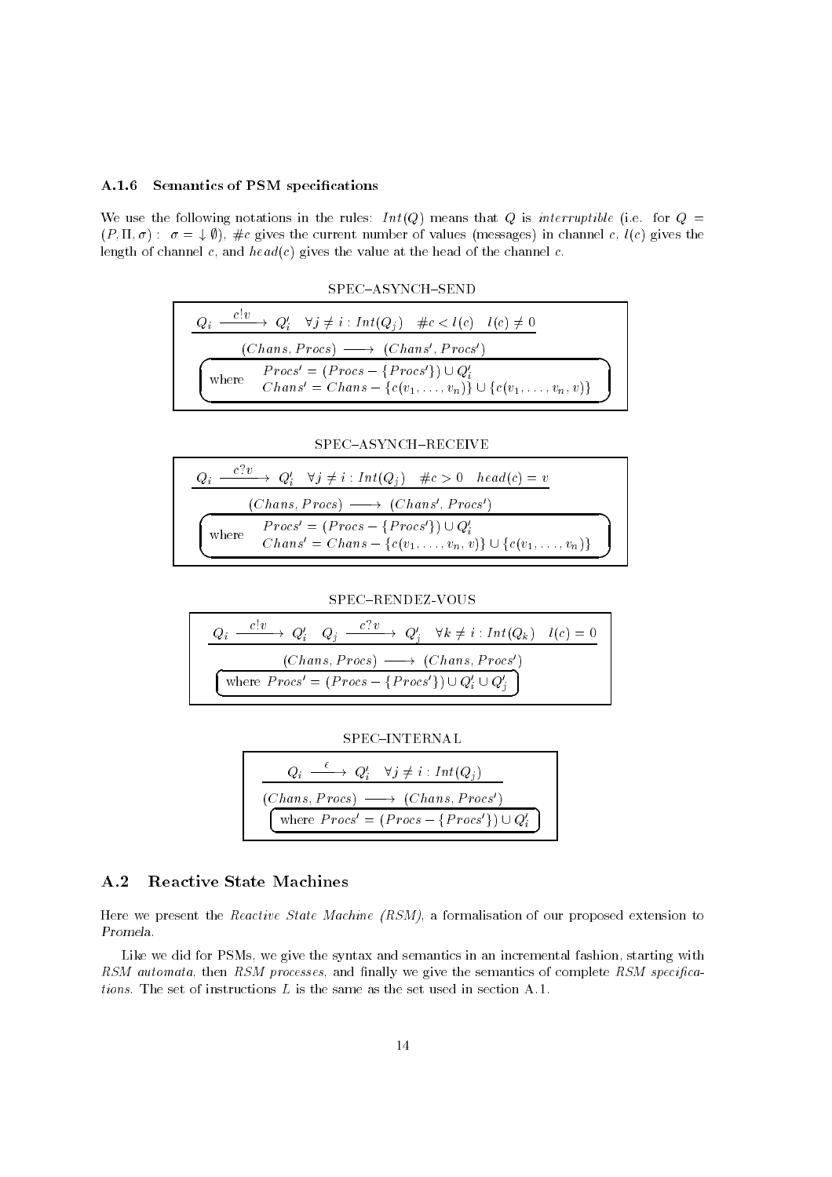### A.1.6 Semantics of PSM specifications

We use the following notations in the rules: $Int(Q)$ means that $Q$ is *interruptible* (i.e. for $Q = (P, \Pi, \sigma) : \sigma = \downarrow \emptyset$), $\#c$ gives the current number of values (messages) in channel $c$, $l(c)$ gives the length of channel $c$, and $head(c)$ gives the value at the head of the channel $c$.

SPEC–ASYNCH–SEND

$$\frac{Q_i \xrightarrow{c!v} Q'_i \quad \forall j \neq i : Int(Q_j) \quad \#c < l(c) \quad l(c) \neq 0}{(Chans, Procs) \longrightarrow (Chans', Procs')}$$

where $Procs' = (Procs - \{Procs'\}) \cup Q'_i$
$Chans' = Chans - \{c(v_1, \ldots, v_n)\} \cup \{c(v_1, \ldots, v_n, v)\}$

SPEC–ASYNCH–RECEIVE

$$\frac{Q_i \xrightarrow{c?v} Q'_i \quad \forall j \neq i : Int(Q_j) \quad \#c > 0 \quad head(c) = v}{(Chans, Procs) \longrightarrow (Chans', Procs')}$$

where $Procs' = (Procs - \{Procs'\}) \cup Q'_i$
$Chans' = Chans - \{c(v_1, \ldots, v_n, v)\} \cup \{c(v_1, \ldots, v_n)\}$

SPEC–RENDEZ-VOUS

$$\frac{Q_i \xrightarrow{c!v} Q'_i \quad Q_j \xrightarrow{c?v} Q'_j \quad \forall k \neq i : Int(Q_k) \quad l(c) = 0}{(Chans, Procs) \longrightarrow (Chans, Procs')}$$

where $Procs' = (Procs - \{Procs'\}) \cup Q'_i \cup Q'_j$

SPEC–INTERNAL

$$\frac{Q_i \xrightarrow{\epsilon} Q'_i \quad \forall j \neq i : Int(Q_j)}{(Chans, Procs) \longrightarrow (Chans, Procs')}$$

where $Procs' = (Procs - \{Procs'\}) \cup Q'_i$

## A.2 Reactive State Machines

Here we present the *Reactive State Machine (RSM)*, a formalisation of our proposed extension to Promela.

Like we did for PSMs, we give the syntax and semantics in an incremental fashion, starting with *RSM automata*, then *RSM processes*, and finally we give the semantics of complete *RSM specifications*. The set of instructions $L$ is the same as the set used in section A.1.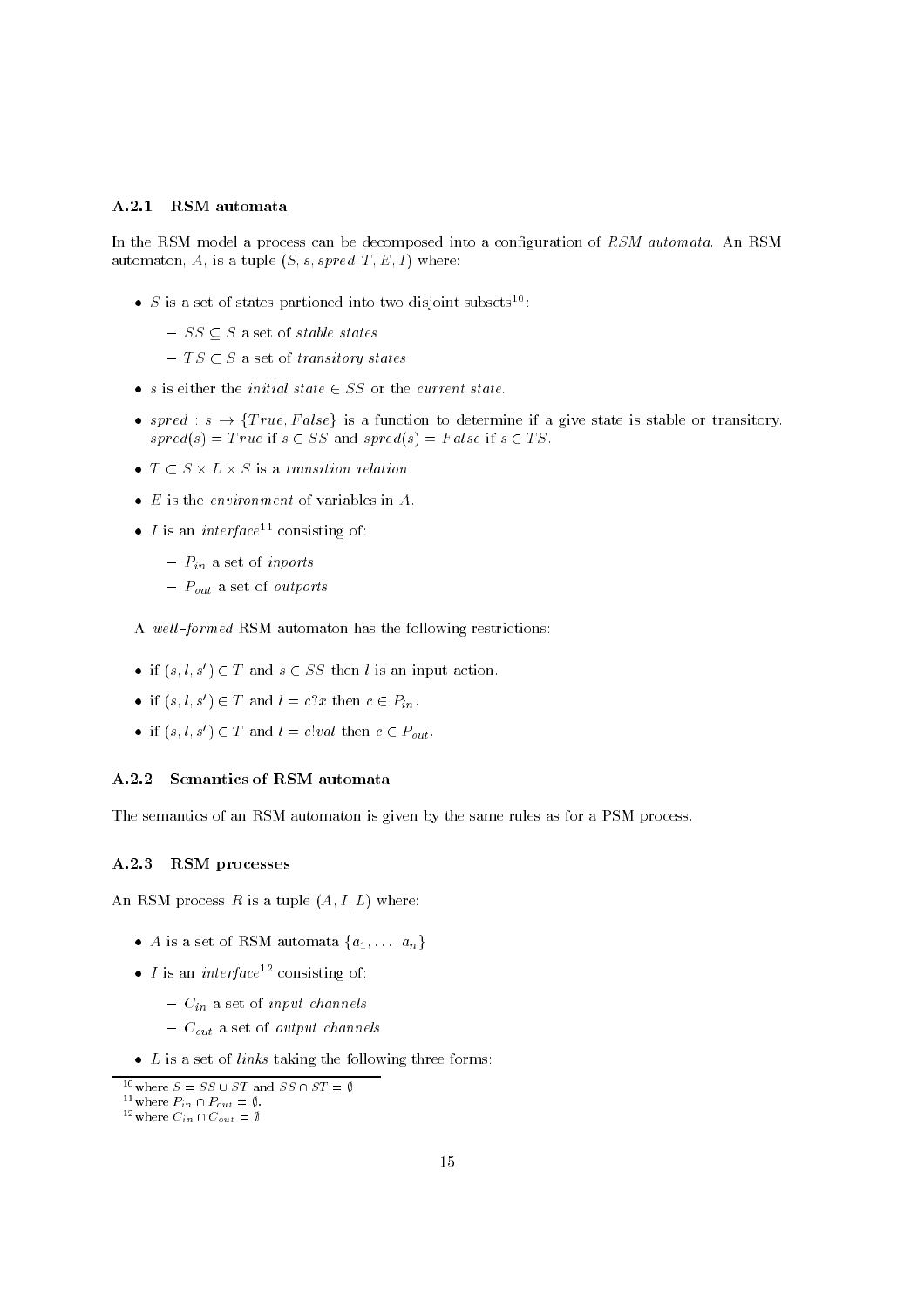### A.2.1 RSM automata

In the RSM model a process can be decomposed into a configuration of *RSM automata*. An RSM automaton, $A$, is a tuple $(S, s, spred, T, E, I)$ where:

- $S$ is a set of states partioned into two disjoint subsets[10]:
  - $SS \subseteq S$ a set of *stable states*
  - $TS \subset S$ a set of *transitory states*
- $s$ is either the *initial state* $\in SS$ or the *current state*.
- $spred : s \rightarrow \{True, False\}$ is a function to determine if a give state is stable or transitory. $spred(s) = True$ if $s \in SS$ and $spred(s) = False$ if $s \in TS$.
- $T \subset S \times L \times S$ is a *transition relation*
- $E$ is the *environment* of variables in $A$.
- $I$ is an *interface*[11] consisting of:
  - $P_{in}$ a set of *inports*
  - $P_{out}$ a set of *outports*

A *well-formed* RSM automaton has the following restrictions:

- if $(s, l, s') \in T$ and $s \in SS$ then $l$ is an input action.
- if $(s, l, s') \in T$ and $l = c?x$ then $c \in P_{in}$.
- if $(s, l, s') \in T$ and $l = c!val$ then $c \in P_{out}$.

### A.2.2 Semantics of RSM automata

The semantics of an RSM automaton is given by the same rules as for a PSM process.

### A.2.3 RSM processes

An RSM process $R$ is a tuple $(A, I, L)$ where:

- $A$ is a set of RSM automata $\{a_1, \ldots, a_n\}$
- $I$ is an *interface*[12] consisting of:
  - $C_{in}$ a set of *input channels*
  - $C_{out}$ a set of *output channels*
- $L$ is a set of *links* taking the following three forms:

---

[10] where $S = SS \cup ST$ and $SS \cap ST = \emptyset$

[11] where $P_{in} \cap P_{out} = \emptyset$.

[12] where $C_{in} \cap C_{out} = \emptyset$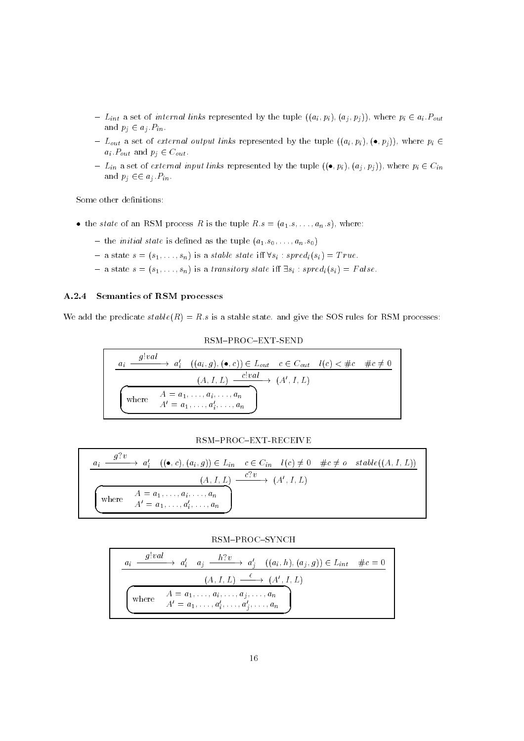- $L_{int}$ a set of *internal links* represented by the tuple $((a_i, p_i), (a_j, p_j))$, where $p_i \in a_i.P_{out}$ and $p_j \in a_j.P_{in}$.
- $L_{out}$ a set of *external output links* represented by the tuple $((a_i, p_i), (\bullet, p_j))$, where $p_i \in a_i.P_{out}$ and $p_j \in C_{out}$.
- $L_{in}$ a set of *external input links* represented by the tuple $((\bullet, p_i), (a_j, p_j))$, where $p_i \in C_{in}$ and $p_j \in\in a_j.P_{in}$.

Some other definitions:

- the *state* of an RSM process $R$ is the tuple $R.s = (a_1.s, \ldots, a_n.s)$, where:
  - the *initial state* is defined as the tuple $(a_1.s_0, \ldots, a_n.s_0)$
  - a state $s = (s_1, \ldots, s_n)$ is a *stable state* iff $\forall s_i : spred_i(s_i) = True$.
  - a state $s = (s_1, \ldots, s_n)$ is a *transitory state* iff $\exists s_i : spred_i(s_i) = False$.

### A.2.4 Semantics of RSM processes

We add the predicate $stable(R) = R.s$ is a stable state. and give the SOS rules for RSM processes:

RSM–PROC–EXT-SEND

$$\frac{a_i \xrightarrow{g!val} a_i' \quad ((a_i, g), (\bullet, c)) \in L_{out} \quad c \in C_{out} \quad l(c) < \#c \quad \#c \neq 0}{(A, I, L) \xrightarrow{c!val} (A', I, L)}$$

where $A = a_1, \ldots, a_i, \ldots, a_n$, $A' = a_1, \ldots, a_i', \ldots, a_n$

RSM–PROC–EXT-RECEIVE

$$\frac{a_i \xrightarrow{g?v} a_i' \quad ((\bullet, c), (a_i, g)) \in L_{in} \quad c \in C_{in} \quad l(c) \neq 0 \quad \#c \neq o \quad stable((A, I, L))}{(A, I, L) \xrightarrow{c?v} (A', I, L)}$$

where $A = a_1, \ldots, a_i, \ldots, a_n$, $A' = a_1, \ldots, a_i', \ldots, a_n$

RSM–PROC–SYNCH

$$\frac{a_i \xrightarrow{g!val} a_i' \quad a_j \xrightarrow{h?v} a_j' \quad ((a_i, h), (a_j, g)) \in L_{int} \quad \#c = 0}{(A, I, L) \xrightarrow{\epsilon} (A', I, L)}$$

where $A = a_1, \ldots, a_i, \ldots, a_j, \ldots, a_n$, $A' = a_1, \ldots, a_i', \ldots, a_j', \ldots, a_n$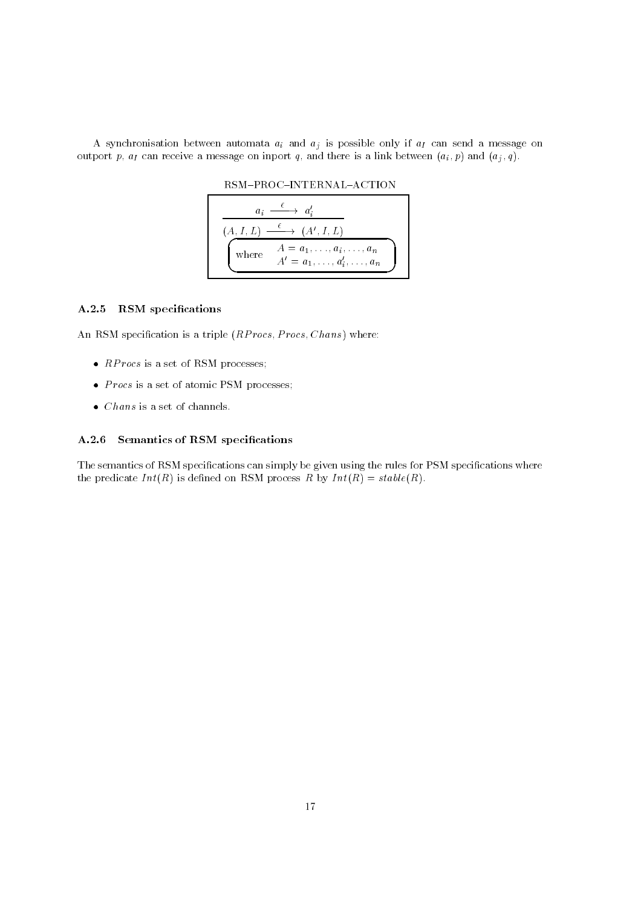A synchronisation between automata $a_i$ and $a_j$ is possible only if $a_I$ can send a message on outport $p$, $a_I$ can receive a message on inport $q$, and there is a link between $(a_i, p)$ and $(a_j, q)$.

RSM–PROC–INTERNAL–ACTION

$$\frac{a_i \xrightarrow{\epsilon} a_i'}{(A, I, L) \xrightarrow{\epsilon} (A', I, L)}$$

$$\text{where} \quad \begin{array}{l} A = a_1, \ldots, a_i, \ldots, a_n \\ A' = a_1, \ldots, a_i', \ldots, a_n \end{array}$$

### A.2.5 RSM specifications

An RSM specification is a triple $(RProcs, Procs, Chans)$ where:

- $RProcs$ is a set of RSM processes;
- $Procs$ is a set of atomic PSM processes;
- $Chans$ is a set of channels.

### A.2.6 Semantics of RSM specifications

The semantics of RSM specifications can simply be given using the rules for PSM specifications where the predicate $Int(R)$ is defined on RSM process $R$ by $Int(R) = stable(R)$.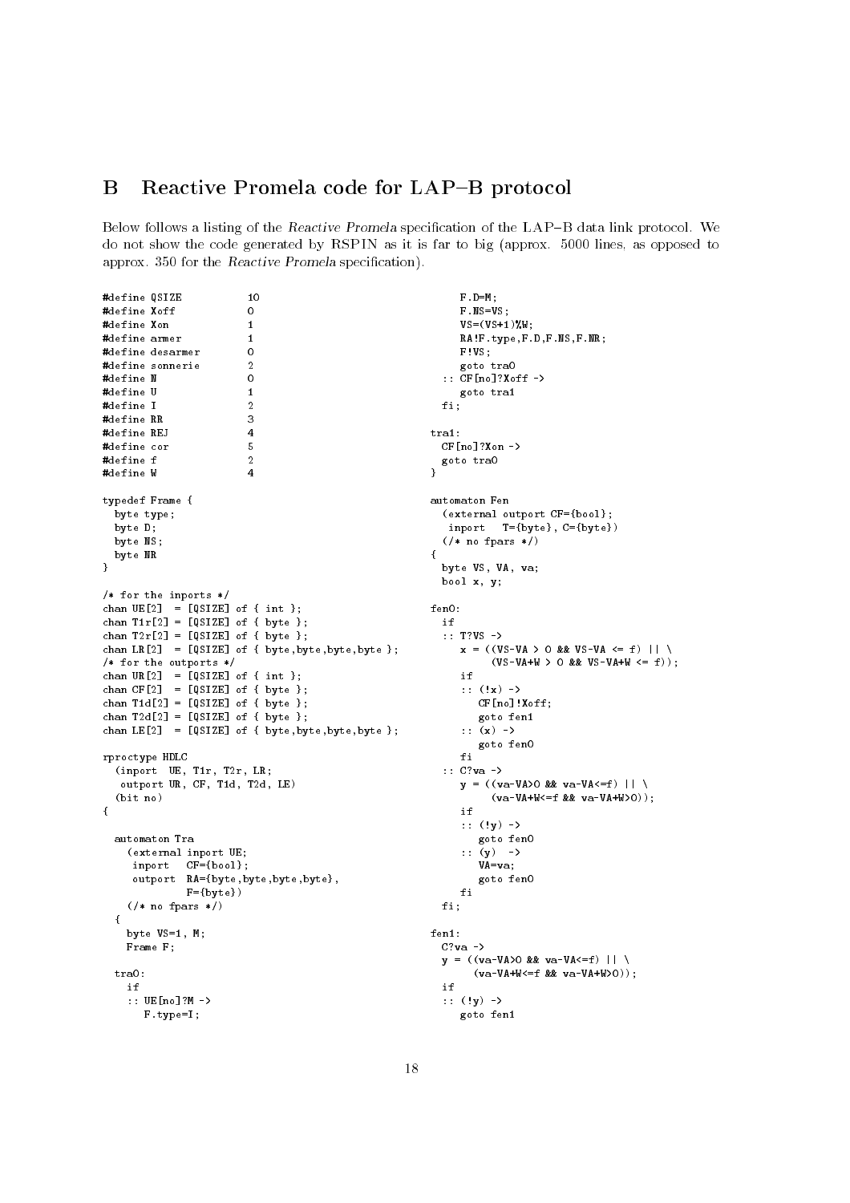## B Reactive Promela code for LAP–B protocol

Below follows a listing of the *Reactive Promela* specification of the LAP–B data link protocol. We do not show the code generated by RSPIN as it is far to big (approx. 5000 lines, as opposed to approx. 350 for the *Reactive Promela* specification).

```
#define QSIZE          10
#define Xoff           0
#define Xon            1
#define armer          1
#define desarmer       0
#define sonnerie       2
#define N              0
#define U              1
#define I              2
#define RR             3
#define REJ            4
#define cor            5
#define f              2
#define W              4

typedef Frame {
  byte type;
  byte D;
  byte NS;
  byte NR
}

/* for the inports */
chan UE[2]  = [QSIZE] of { int };
chan T1r[2] = [QSIZE] of { byte };
chan T2r[2] = [QSIZE] of { byte };
chan LR[2]  = [QSIZE] of { byte,byte,byte,byte };
/* for the outports */
chan UR[2]  = [QSIZE] of { int };
chan CF[2]  = [QSIZE] of { byte };
chan T1d[2] = [QSIZE] of { byte };
chan T2d[2] = [QSIZE] of { byte };
chan LE[2]  = [QSIZE] of { byte,byte,byte,byte };

rproctype HDLC
  (inport  UE, T1r, T2r, LR;
   outport UR, CF, T1d, T2d, LE)
  (bit no)
{

  automaton Tra
    (external inport UE;
     inport   CF={bool};
     outport  RA={byte,byte,byte,byte},
              F={byte})
    (/* no fpars */)
  {
    byte VS=1, M;
    Frame F;

  tra0:
    if
    :: UE[no]?M ->
       F.type=I;
       F.D=M;
       F.NS=VS;
       VS=(VS+1)%W;
       RA!F.type,F.D,F.NS,F.NR;
       F!VS;
       goto tra0
    :: CF[no]?Xoff ->
       goto tra1
    fi;

  tra1:
    CF[no]?Xon ->
    goto tra0
  }

  automaton Fen
    (external outport CF={bool};
     inport   T={byte}, C={byte})
    (/* no fpars */)
  {
    byte VS, VA, va;
    bool x, y;

  fen0:
    if
    :: T?VS ->
       x = ((VS-VA > 0 && VS-VA <= f) || \
            (VS-VA+W > 0 && VS-VA+W <= f));
       if
       :: (!x) ->
          CF[no]!Xoff;
          goto fen1
       :: (x) ->
          goto fen0
       fi
    :: C?va ->
       y = ((va-VA>0 && va-VA<=f) || \
            (va-VA+W<=f && va-VA+W>0));
       if
       :: (!y) ->
          goto fen0
       :: (y)  ->
          VA=va;
          goto fen0
       fi
    fi;

  fen1:
    C?va ->
    y = ((va-VA>0 && va-VA<=f) || \
         (va-VA+W<=f && va-VA+W>0));
    if
    :: (!y) ->
       goto fen1
```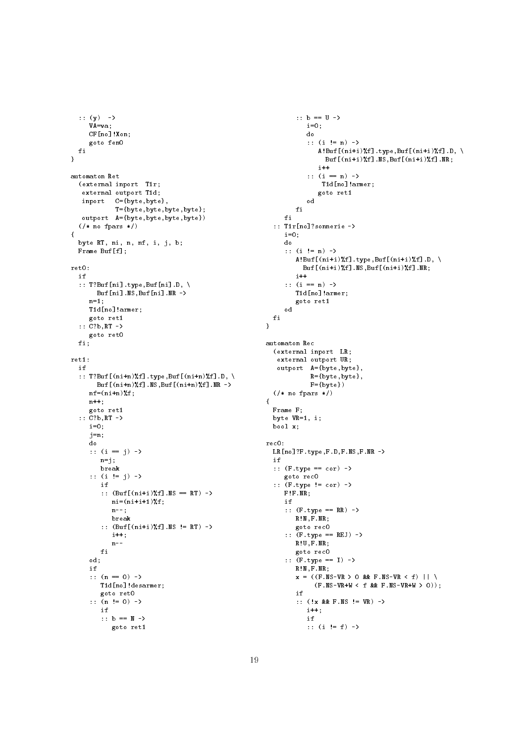```
  :: (y) ->
     VA=va;
     CF[no]!Xon;
     goto fen0
  fi
}

automaton Ret
  (external inport  T1r;
   external outport T1d;
   inport   C={byte,byte},
            T={byte,byte,byte,byte};
   outport  A={byte,byte,byte,byte})
  (/* no fpars */)
{
  byte RT, ni, n, nf, i, j, b;
  Frame Buf[f];

ret0:
  if
  :: T?Buf[ni].type,Buf[ni].D, \
       Buf[ni].NS,Buf[ni].NR ->
     n=1;
     T1d[no]!armer;
     goto ret1
  :: C?b,RT ->
     goto ret0
  fi;

ret1:
  if
  :: T?Buf[(ni+n)%f].type,Buf[(ni+n)%f].D, \
       Buf[(ni+n)%f].NS,Buf[(ni+n)%f].NR ->
     nf=(ni+n)%f;
     n++;
     goto ret1
  :: C?b,RT ->
     i=0;
     j=n;
     do
     :: (i == j) ->
        n=j;
        break
     :: (i != j) ->
        if
        :: (Buf[(ni+i)%f].NS == RT) ->
           ni=(ni+i+1)%f;
           n--;
           break
        :: (Buf[(ni+i)%f].NS != RT) ->
           i++;
           n--
        fi
     od;
     if
     :: (n == 0) ->
        T1d[no]!desarmer;
        goto ret0
     :: (n != 0) ->
        if
        :: b == N ->
           goto ret1
        :: b == U ->
           i=0;
           do
           :: (i != n) ->
              A!Buf[(ni+i)%f].type,Buf[(ni+i)%f].D, \
                Buf[(ni+i)%f].NS,Buf[(ni+i)%f].NR;
              i++
           :: (i == n) ->
               T1d[no]!armer;
              goto ret1
           od
        fi
     fi
  :: T1r[no]?sonnerie ->
     i=0;
     do
     :: (i != n) ->
        A!Buf[(ni+i)%f].type,Buf[(ni+i)%f].D, \
          Buf[(ni+i)%f].NS,Buf[(ni+i)%f].NR;
        i++
     :: (i == n) ->
        T1d[no]!armer;
        goto ret1
     od
  fi
}

automaton Rec
  (external inport  LR;
   external outport UR;
   outport  A={byte,byte},
            R={byte,byte},
            F={byte})
  (/* no fpars */)
{
  Frame F;
  byte VR=1, i;
  bool x;

rec0:
  LR[no]?F.type,F.D,F.NS,F.NR ->
  if
  :: (F.type == cor) ->
     goto rec0
  :: (F.type != cor) ->
     F!F.NR;
     if
     :: (F.type == RR) ->
        R!N,F.NR;
        goto rec0
     :: (F.type == REJ) ->
        R!U,F.NR;
        goto rec0
     :: (F.type == I) ->
        R!N,F.NR;
        x = ((F.NS-VR > 0 && F.NS-VR < f) || \
             (F.NS-VR+W < f && F.NS-VR+W > 0));
        if
        :: (!x && F.NS != VR) ->
           i++;
           if
           :: (i != f) ->
```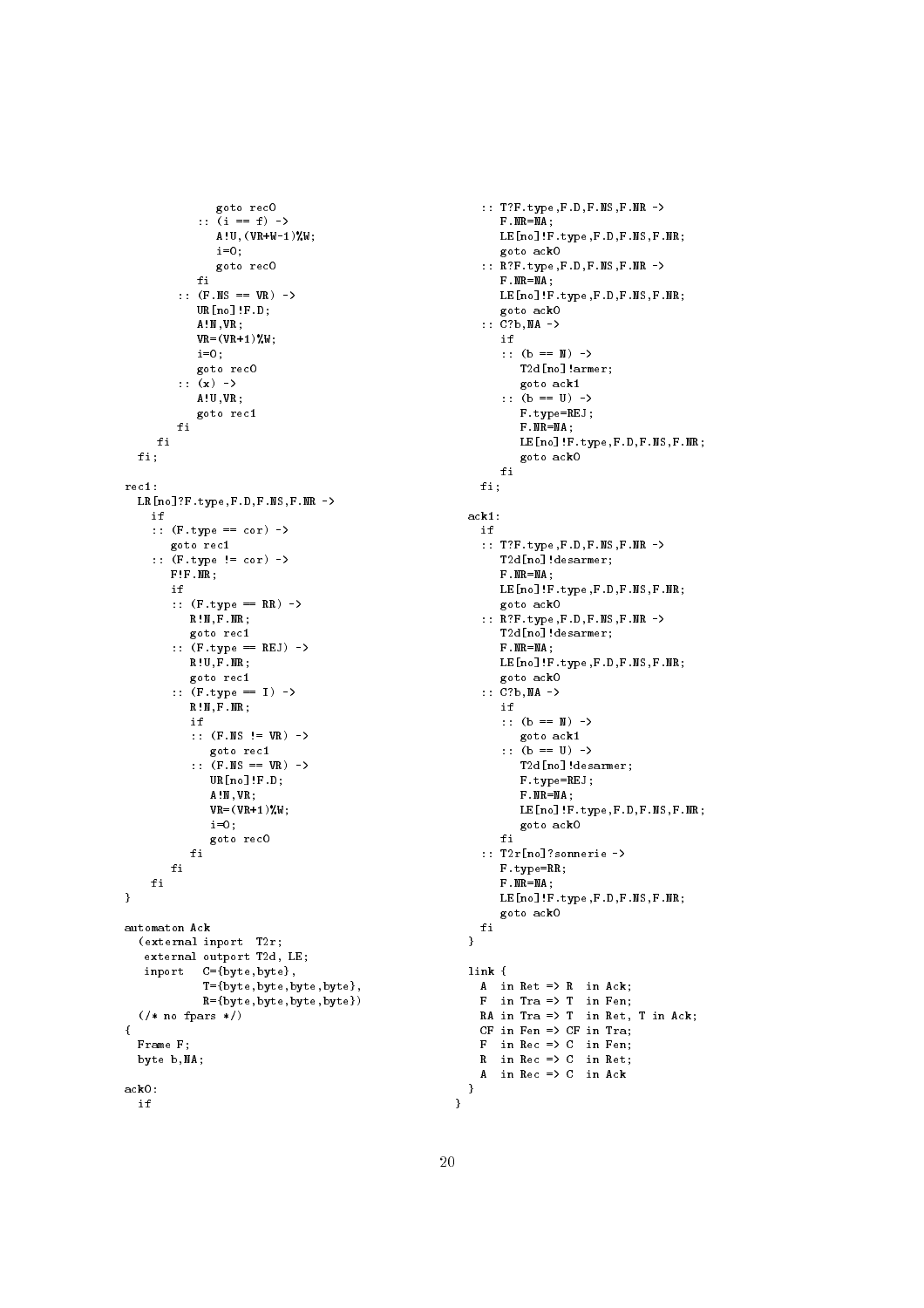```
            goto rec0
          :: (i == f) ->
            A!U,(VR+W-1)%W;
            i=0;
            goto rec0
          fi
        :: (F.NS == VR) ->
          UR[no]!F.D;
          A!N,VR;
          VR=(VR+1)%W;
          i=0;
          goto rec0
        :: (x) ->
          A!U,VR;
          goto rec1
        fi
    fi
  fi;

rec1:
  LR[no]?F.type,F.D,F.NS,F.NR ->
    if
    :: (F.type == cor) ->
       goto rec1
    :: (F.type != cor) ->
       F!F.NR;
       if
       :: (F.type == RR) ->
          R!N,F.NR;
          goto rec1
       :: (F.type == REJ) ->
          R!U,F.NR;
          goto rec1
       :: (F.type == I) ->
          R!N,F.NR;
          if
          :: (F.NS != VR) ->
             goto rec1
          :: (F.NS == VR) ->
             UR[no]!F.D;
             A!N,VR;
             VR=(VR+1)%W;
             i=0;
             goto rec0
          fi
       fi
    fi
}

automaton Ack
  (external inport  T2r;
   external outport T2d, LE;
   inport   C={byte,byte},
            T={byte,byte,byte,byte},
            R={byte,byte,byte,byte})
  (/* no fpars */)
{
  Frame F;
  byte b,NA;

ack0:
  if
  :: T?F.type,F.D,F.NS,F.NR ->
     F.NR=NA;
     LE[no]!F.type,F.D,F.NS,F.NR;
     goto ack0
  :: R?F.type,F.D,F.NS,F.NR ->
     F.NR=NA;
     LE[no]!F.type,F.D,F.NS,F.NR;
     goto ack0
  :: C?b,NA ->
     if
     :: (b == N) ->
        T2d[no]!armer;
        goto ack1
     :: (b == U) ->
        F.type=REJ;
        F.NR=NA;
        LE[no]!F.type,F.D,F.NS,F.NR;
        goto ack0
     fi
  fi;

ack1:
  if
  :: T?F.type,F.D,F.NS,F.NR ->
     T2d[no]!desarmer;
     F.NR=NA;
     LE[no]!F.type,F.D,F.NS,F.NR;
     goto ack0
  :: R?F.type,F.D,F.NS,F.NR ->
     T2d[no]!desarmer;
     F.NR=NA;
     LE[no]!F.type,F.D,F.NS,F.NR;
     goto ack0
  :: C?b,NA ->
     if
     :: (b == N) ->
        goto ack1
     :: (b == U) ->
        T2d[no]!desarmer;
        F.type=REJ;
        F.NR=NA;
        LE[no]!F.type,F.D,F.NS,F.NR;
        goto ack0
     fi
  :: T2r[no]?sonnerie ->
     F.type=RR;
     F.NR=NA;
     LE[no]!F.type,F.D,F.NS,F.NR;
     goto ack0
  fi
}

link {
  A  in Ret => R  in Ack;
  F  in Tra => T  in Fen;
  RA in Tra => T  in Ret, T in Ack;
  CF in Fen => CF in Tra;
  F  in Rec => C  in Fen;
  R  in Rec => C  in Ret;
  A  in Rec => C  in Ack
}
}
```